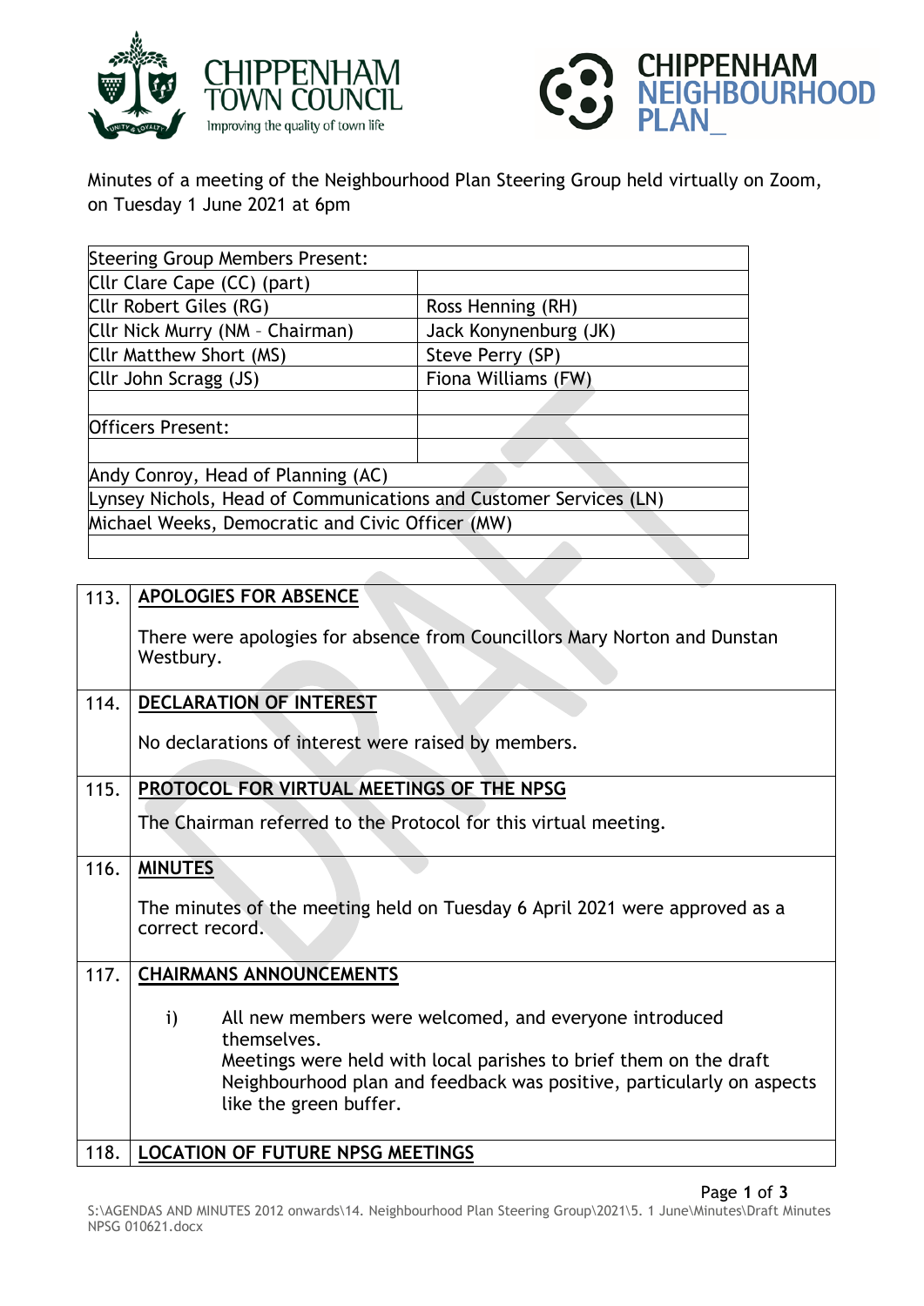Minutes of a meeting of the Neighbourhood Plan Steering Group held virtually on Zoom, on Tuesday 1 June 2021 at 6pm

| Steering Group Members Present: | |
|---|---|
| Cllr Clare Cape (CC) (part) | |
| Cllr Robert Giles (RG) | Ross Henning (RH) |
| Cllr Nick Murry (NM – Chairman) | Jack Konynenburg (JK) |
| Cllr Matthew Short (MS) | Steve Perry (SP) |
| Cllr John Scragg (JS) | Fiona Williams (FW) |
| | |
| Officers Present: | |
| | |
| Andy Conroy, Head of Planning (AC) | |
| Lynsey Nichols, Head of Communications and Customer Services (LN) | |
| Michael Weeks, Democratic and Civic Officer (MW) | |

| | |
|---|---|
| 113. | **APOLOGIES FOR ABSENCE**<br><br>There were apologies for absence from Councillors Mary Norton and Dunstan Westbury. |
| 114. | **DECLARATION OF INTEREST**<br><br>No declarations of interest were raised by members. |
| 115. | **PROTOCOL FOR VIRTUAL MEETINGS OF THE NPSG**<br><br>The Chairman referred to the Protocol for this virtual meeting. |
| 116. | **MINUTES**<br><br>The minutes of the meeting held on Tuesday 6 April 2021 were approved as a correct record. |
| 117. | **CHAIRMANS ANNOUNCEMENTS**<br><br>i) All new members were welcomed, and everyone introduced themselves.<br>Meetings were held with local parishes to brief them on the draft Neighbourhood plan and feedback was positive, particularly on aspects like the green buffer. |
| 118. | **LOCATION OF FUTURE NPSG MEETINGS** |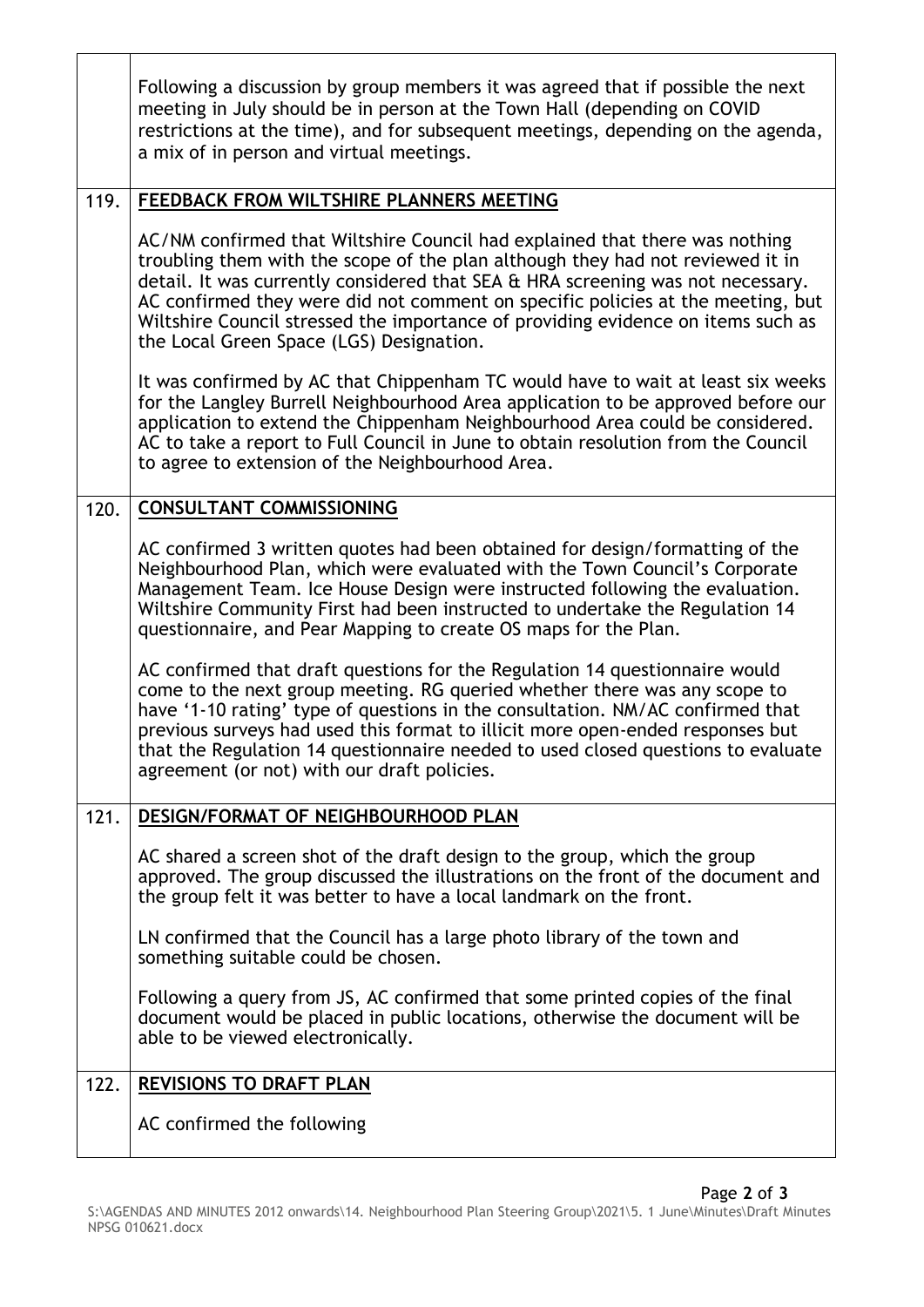| | |
|---|---|
| | Following a discussion by group members it was agreed that if possible the next meeting in July should be in person at the Town Hall (depending on COVID restrictions at the time), and for subsequent meetings, depending on the agenda, a mix of in person and virtual meetings. |
| 119. | **FEEDBACK FROM WILTSHIRE PLANNERS MEETING**<br><br>AC/NM confirmed that Wiltshire Council had explained that there was nothing troubling them with the scope of the plan although they had not reviewed it in detail. It was currently considered that SEA & HRA screening was not necessary. AC confirmed they were did not comment on specific policies at the meeting, but Wiltshire Council stressed the importance of providing evidence on items such as the Local Green Space (LGS) Designation.<br><br>It was confirmed by AC that Chippenham TC would have to wait at least six weeks for the Langley Burrell Neighbourhood Area application to be approved before our application to extend the Chippenham Neighbourhood Area could be considered. AC to take a report to Full Council in June to obtain resolution from the Council to agree to extension of the Neighbourhood Area. |
| 120. | **CONSULTANT COMMISSIONING**<br><br>AC confirmed 3 written quotes had been obtained for design/formatting of the Neighbourhood Plan, which were evaluated with the Town Council's Corporate Management Team. Ice House Design were instructed following the evaluation. Wiltshire Community First had been instructed to undertake the Regulation 14 questionnaire, and Pear Mapping to create OS maps for the Plan.<br><br>AC confirmed that draft questions for the Regulation 14 questionnaire would come to the next group meeting. RG queried whether there was any scope to have '1-10 rating' type of questions in the consultation. NM/AC confirmed that previous surveys had used this format to illicit more open-ended responses but that the Regulation 14 questionnaire needed to used closed questions to evaluate agreement (or not) with our draft policies. |
| 121. | **DESIGN/FORMAT OF NEIGHBOURHOOD PLAN**<br><br>AC shared a screen shot of the draft design to the group, which the group approved. The group discussed the illustrations on the front of the document and the group felt it was better to have a local landmark on the front.<br><br>LN confirmed that the Council has a large photo library of the town and something suitable could be chosen.<br><br>Following a query from JS, AC confirmed that some printed copies of the final document would be placed in public locations, otherwise the document will be able to be viewed electronically. |
| 122. | **REVISIONS TO DRAFT PLAN**<br><br>AC confirmed the following |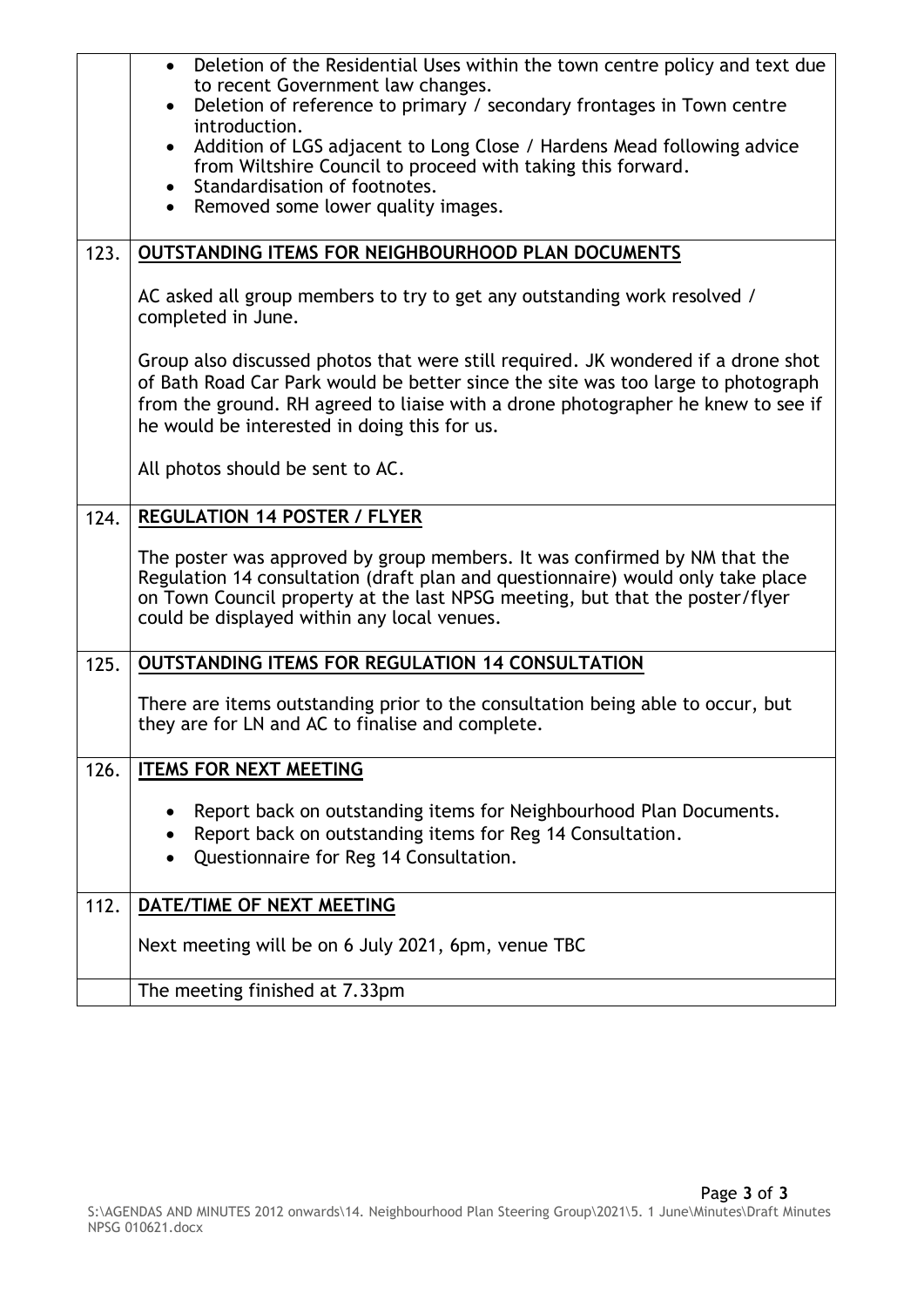| | |
|---|---|
| | • Deletion of the Residential Uses within the town centre policy and text due to recent Government law changes.<br>• Deletion of reference to primary / secondary frontages in Town centre introduction.<br>• Addition of LGS adjacent to Long Close / Hardens Mead following advice from Wiltshire Council to proceed with taking this forward.<br>• Standardisation of footnotes.<br>• Removed some lower quality images. |
| 123. | **OUTSTANDING ITEMS FOR NEIGHBOURHOOD PLAN DOCUMENTS**<br><br>AC asked all group members to try to get any outstanding work resolved / completed in June.<br><br>Group also discussed photos that were still required. JK wondered if a drone shot of Bath Road Car Park would be better since the site was too large to photograph from the ground. RH agreed to liaise with a drone photographer he knew to see if he would be interested in doing this for us.<br><br>All photos should be sent to AC. |
| 124. | **REGULATION 14 POSTER / FLYER**<br><br>The poster was approved by group members. It was confirmed by NM that the Regulation 14 consultation (draft plan and questionnaire) would only take place on Town Council property at the last NPSG meeting, but that the poster/flyer could be displayed within any local venues. |
| 125. | **OUTSTANDING ITEMS FOR REGULATION 14 CONSULTATION**<br><br>There are items outstanding prior to the consultation being able to occur, but they are for LN and AC to finalise and complete. |
| 126. | **ITEMS FOR NEXT MEETING**<br><br>• Report back on outstanding items for Neighbourhood Plan Documents.<br>• Report back on outstanding items for Reg 14 Consultation.<br>• Questionnaire for Reg 14 Consultation. |
| 112. | **DATE/TIME OF NEXT MEETING**<br><br>Next meeting will be on 6 July 2021, 6pm, venue TBC |
| | The meeting finished at 7.33pm |

S:\AGENDAS AND MINUTES 2012 onwards\14. Neighbourhood Plan Steering Group\2021\5. 1 June\Minutes\Draft Minutes NPSG 010621.docx